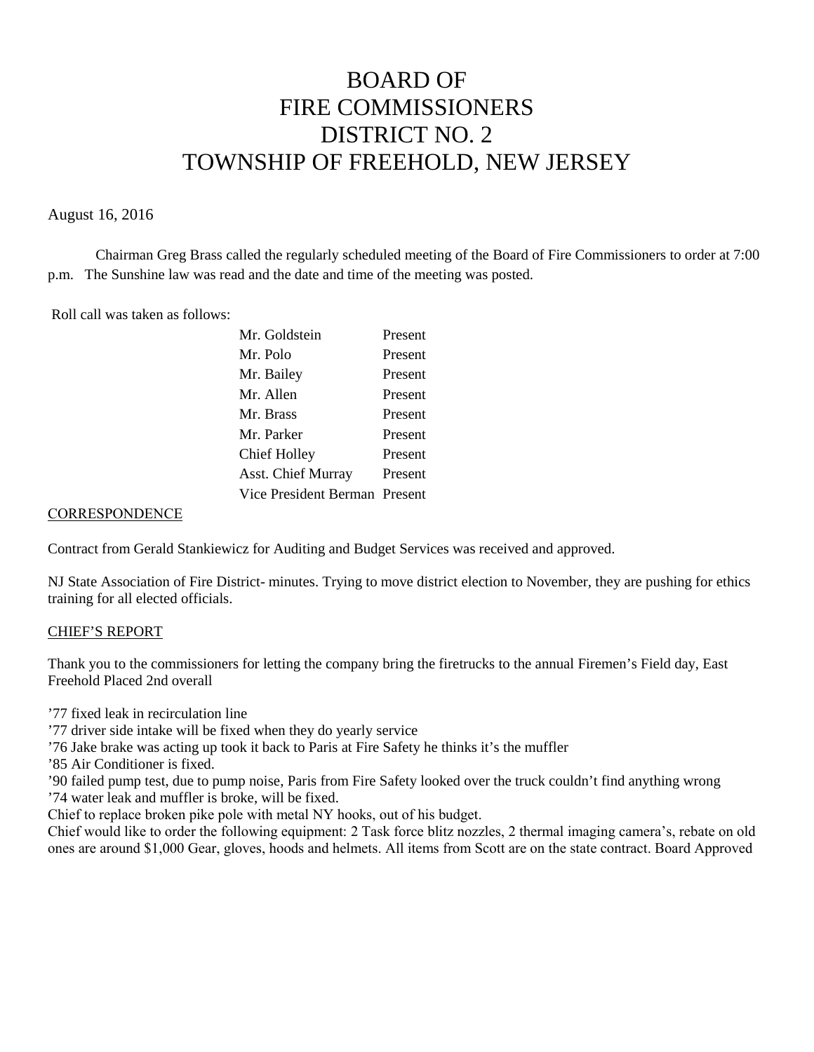# BOARD OF FIRE COMMISSIONERS DISTRICT NO. 2 TOWNSHIP OF FREEHOLD, NEW JERSEY

August 16, 2016

Chairman Greg Brass called the regularly scheduled meeting of the Board of Fire Commissioners to order at 7:00 p.m. The Sunshine law was read and the date and time of the meeting was posted.

Roll call was taken as follows:

| | |
|---|---|
| Mr. Goldstein | Present |
| Mr. Polo | Present |
| Mr. Bailey | Present |
| Mr. Allen | Present |
| Mr. Brass | Present |
| Mr. Parker | Present |
| Chief Holley | Present |
| Asst. Chief Murray | Present |
| Vice President Berman | Present |

## CORRESPONDENCE

Contract from Gerald Stankiewicz for Auditing and Budget Services was received and approved.

NJ State Association of Fire District- minutes. Trying to move district election to November, they are pushing for ethics training for all elected officials.

## CHIEF'S REPORT

Thank you to the commissioners for letting the company bring the firetrucks to the annual Firemen's Field day, East Freehold Placed 2nd overall

'77 fixed leak in recirculation line
'77 driver side intake will be fixed when they do yearly service
'76 Jake brake was acting up took it back to Paris at Fire Safety he thinks it's the muffler
'85 Air Conditioner is fixed.
'90 failed pump test, due to pump noise, Paris from Fire Safety looked over the truck couldn't find anything wrong
'74 water leak and muffler is broke, will be fixed.
Chief to replace broken pike pole with metal NY hooks, out of his budget.
Chief would like to order the following equipment: 2 Task force blitz nozzles, 2 thermal imaging camera's, rebate on old ones are around $1,000 Gear, gloves, hoods and helmets. All items from Scott are on the state contract. Board Approved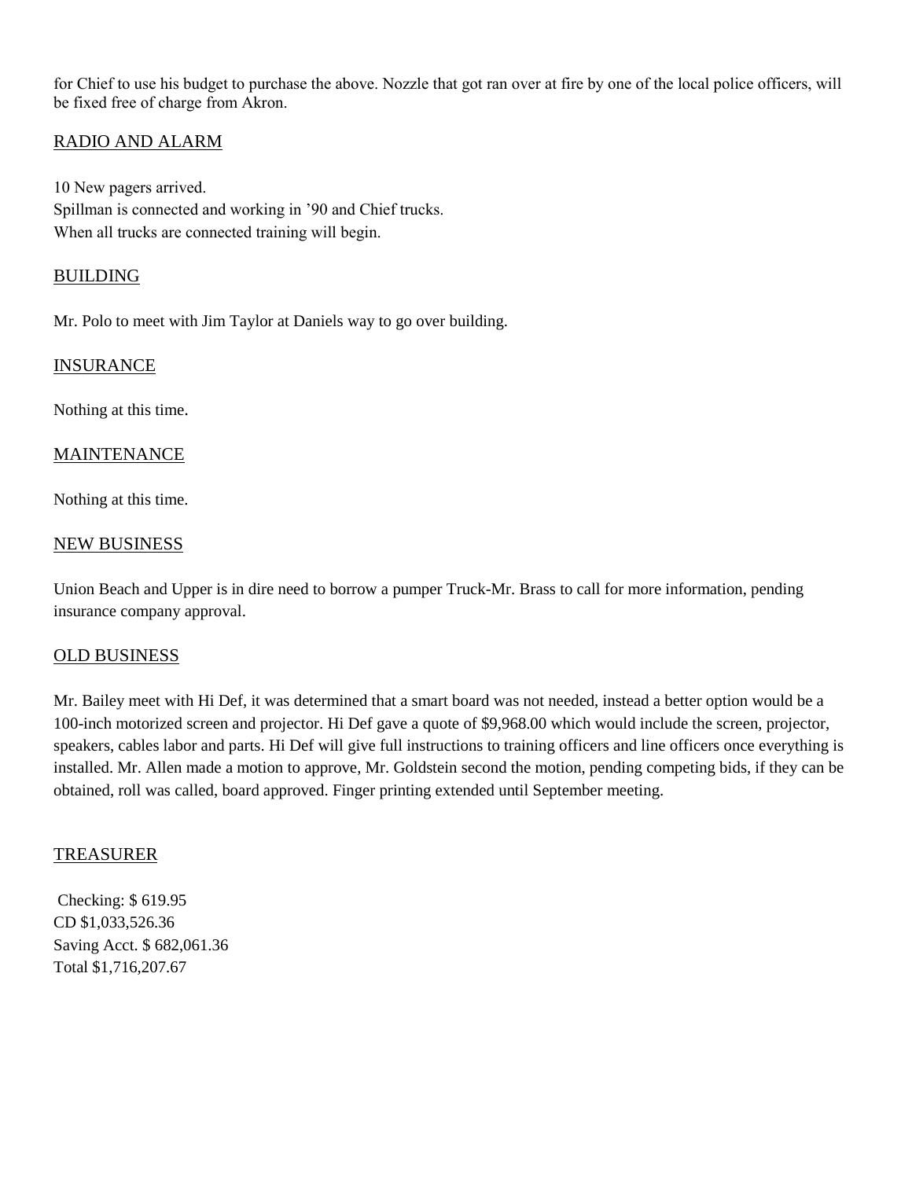for Chief to use his budget to purchase the above. Nozzle that got ran over at fire by one of the local police officers, will be fixed free of charge from Akron.

## RADIO AND ALARM

10 New pagers arrived.
Spillman is connected and working in '90 and Chief trucks.
When all trucks are connected training will begin.

## BUILDING

Mr. Polo to meet with Jim Taylor at Daniels way to go over building.

## INSURANCE

Nothing at this time.

## MAINTENANCE

Nothing at this time.

## NEW BUSINESS

Union Beach and Upper is in dire need to borrow a pumper Truck-Mr. Brass to call for more information, pending insurance company approval.

## OLD BUSINESS

Mr. Bailey meet with Hi Def, it was determined that a smart board was not needed, instead a better option would be a 100-inch motorized screen and projector. Hi Def gave a quote of $9,968.00 which would include the screen, projector, speakers, cables labor and parts. Hi Def will give full instructions to training officers and line officers once everything is installed. Mr. Allen made a motion to approve, Mr. Goldstein second the motion, pending competing bids, if they can be obtained, roll was called, board approved. Finger printing extended until September meeting.

## TREASURER

Checking: $ 619.95
CD $1,033,526.36
Saving Acct. $ 682,061.36
Total $1,716,207.67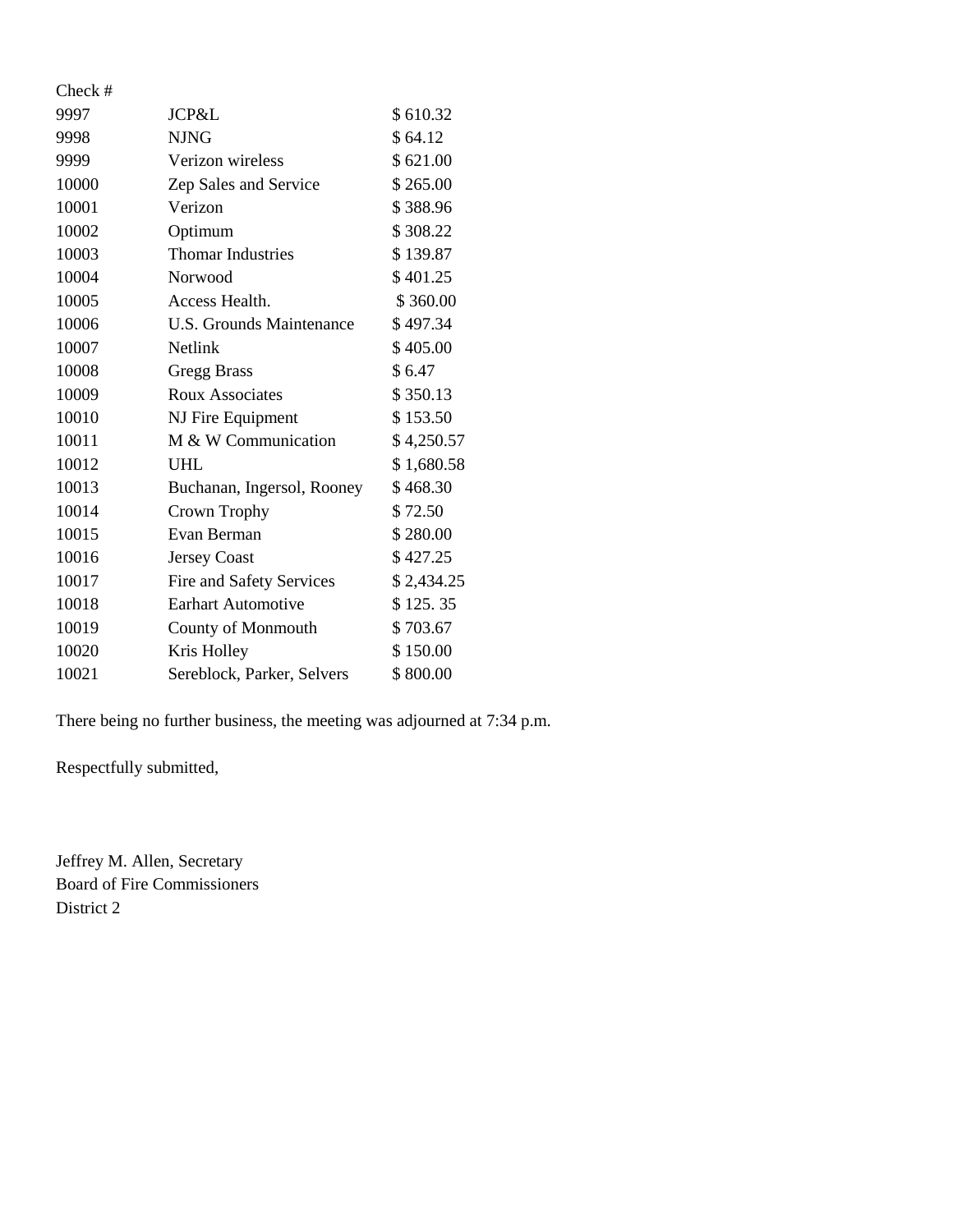| Check # | | |
| --- | --- | --- |
| 9997 | JCP&L | $ 610.32 |
| 9998 | NJNG | $ 64.12 |
| 9999 | Verizon wireless | $ 621.00 |
| 10000 | Zep Sales and Service | $ 265.00 |
| 10001 | Verizon | $ 388.96 |
| 10002 | Optimum | $ 308.22 |
| 10003 | Thomar Industries | $ 139.87 |
| 10004 | Norwood | $ 401.25 |
| 10005 | Access Health. | $ 360.00 |
| 10006 | U.S. Grounds Maintenance | $ 497.34 |
| 10007 | Netlink | $ 405.00 |
| 10008 | Gregg Brass | $ 6.47 |
| 10009 | Roux Associates | $ 350.13 |
| 10010 | NJ Fire Equipment | $ 153.50 |
| 10011 | M & W Communication | $ 4,250.57 |
| 10012 | UHL | $ 1,680.58 |
| 10013 | Buchanan, Ingersol, Rooney | $ 468.30 |
| 10014 | Crown Trophy | $ 72.50 |
| 10015 | Evan Berman | $ 280.00 |
| 10016 | Jersey Coast | $ 427.25 |
| 10017 | Fire and Safety Services | $ 2,434.25 |
| 10018 | Earhart Automotive | $ 125. 35 |
| 10019 | County of Monmouth | $ 703.67 |
| 10020 | Kris Holley | $ 150.00 |
| 10021 | Sereblock, Parker, Selvers | $ 800.00 |

There being no further business, the meeting was adjourned at 7:34 p.m.

Respectfully submitted,

Jeffrey M. Allen, Secretary
Board of Fire Commissioners
District 2